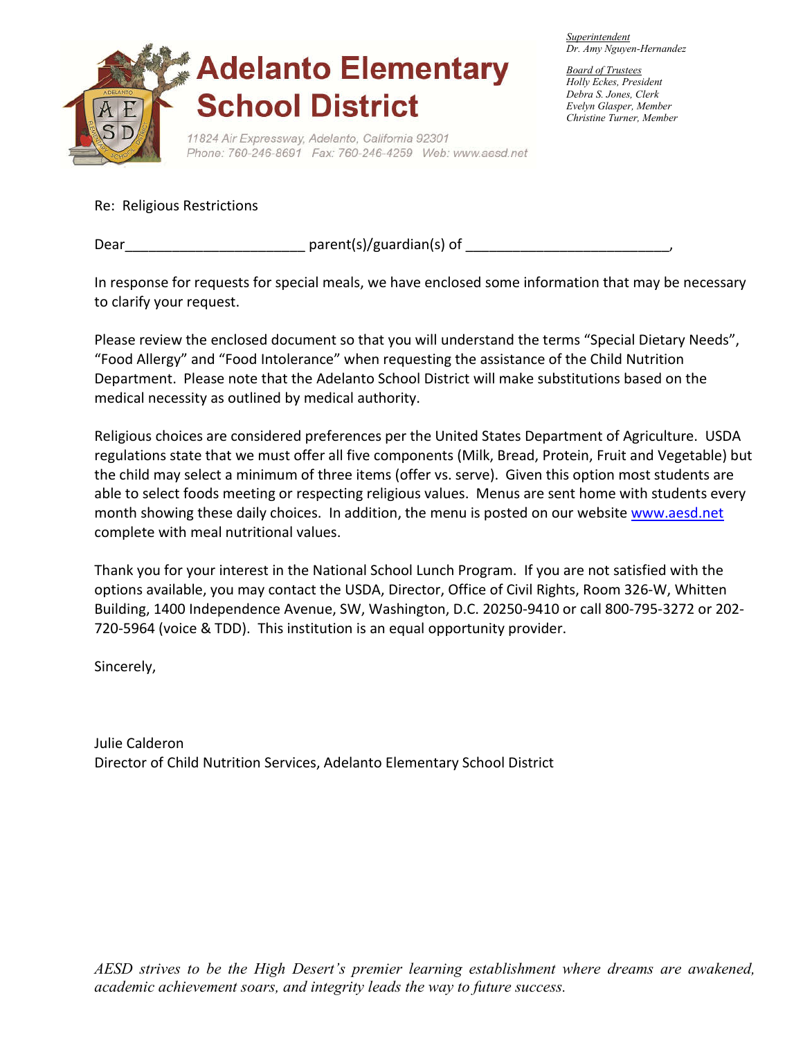# Adelanto Elementary School District

11824 Air Expressway, Adelanto, California 92301
Phone: 760-246-8691 Fax: 760-246-4259 Web: www.aesd.net

*Superintendent*
*Dr. Amy Nguyen-Hernandez*

*Board of Trustees*
*Holly Eckes, President*
*Debra S. Jones, Clerk*
*Evelyn Glasper, Member*
*Christine Turner, Member*

Re: Religious Restrictions

Dear______________________ parent(s)/guardian(s) of _________________________,

In response for requests for special meals, we have enclosed some information that may be necessary to clarify your request.

Please review the enclosed document so that you will understand the terms “Special Dietary Needs”, “Food Allergy” and “Food Intolerance” when requesting the assistance of the Child Nutrition Department. Please note that the Adelanto School District will make substitutions based on the medical necessity as outlined by medical authority.

Religious choices are considered preferences per the United States Department of Agriculture. USDA regulations state that we must offer all five components (Milk, Bread, Protein, Fruit and Vegetable) but the child may select a minimum of three items (offer vs. serve). Given this option most students are able to select foods meeting or respecting religious values. Menus are sent home with students every month showing these daily choices. In addition, the menu is posted on our website www.aesd.net complete with meal nutritional values.

Thank you for your interest in the National School Lunch Program. If you are not satisfied with the options available, you may contact the USDA, Director, Office of Civil Rights, Room 326-W, Whitten Building, 1400 Independence Avenue, SW, Washington, D.C. 20250-9410 or call 800-795-3272 or 202-720-5964 (voice & TDD). This institution is an equal opportunity provider.

Sincerely,

Julie Calderon
Director of Child Nutrition Services, Adelanto Elementary School District

*AESD strives to be the High Desert’s premier learning establishment where dreams are awakened, academic achievement soars, and integrity leads the way to future success.*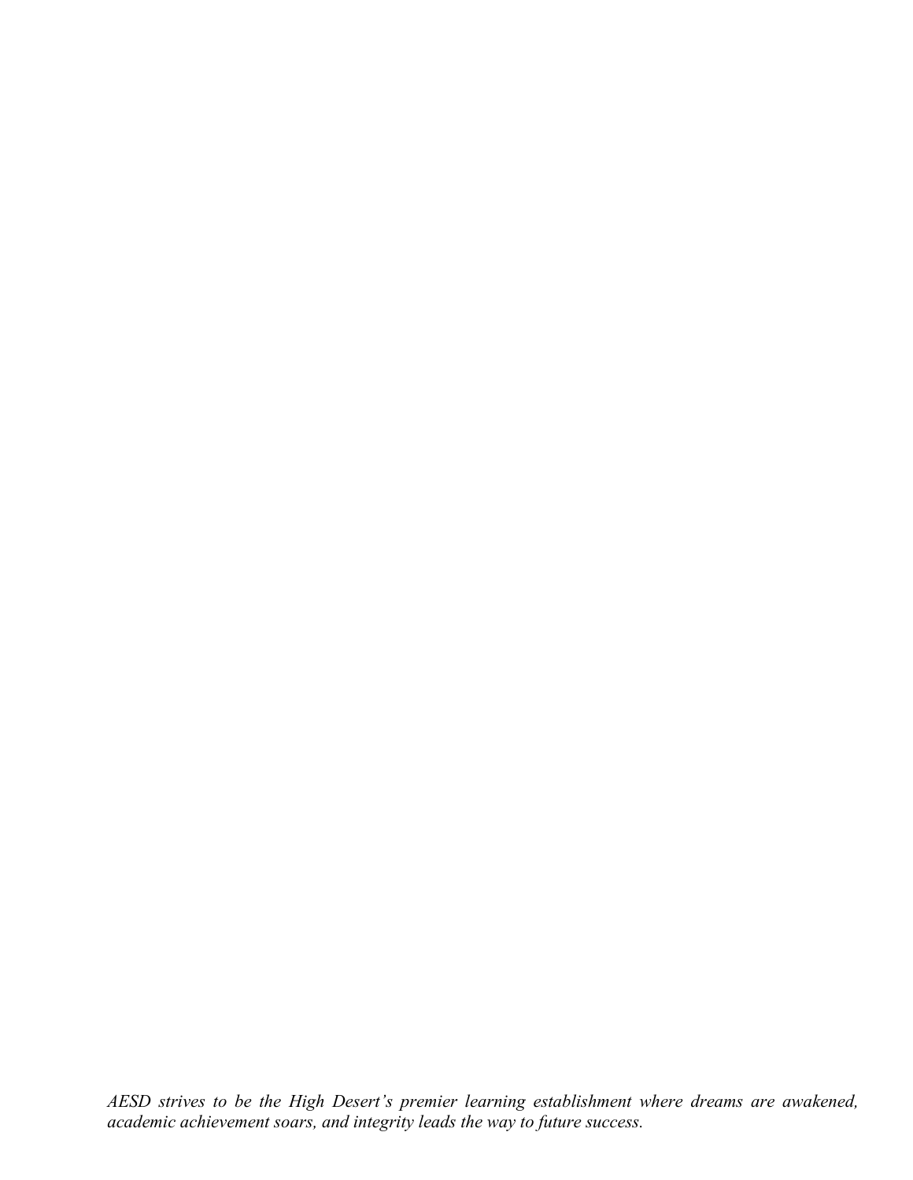*AESD strives to be the High Desert's premier learning establishment where dreams are awakened, academic achievement soars, and integrity leads the way to future success.*